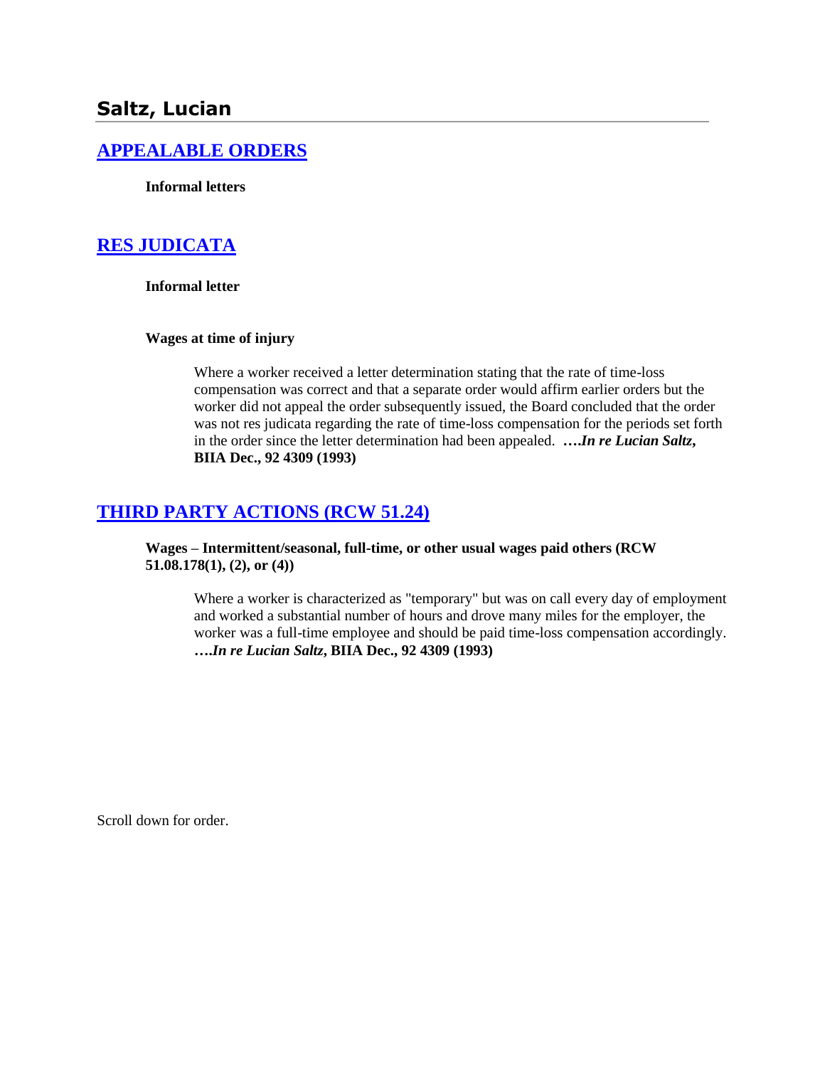## Saltz, Lucian

### APPEALABLE ORDERS

**Informal letters**

### RES JUDICATA

**Informal letter**

**Wages at time of injury**

Where a worker received a letter determination stating that the rate of time-loss compensation was correct and that a separate order would affirm earlier orders but the worker did not appeal the order subsequently issued, the Board concluded that the order was not res judicata regarding the rate of time-loss compensation for the periods set forth in the order since the letter determination had been appealed. **….*In re Lucian Saltz*, BIIA Dec., 92 4309 (1993)**

### THIRD PARTY ACTIONS (RCW 51.24)

**Wages – Intermittent/seasonal, full-time, or other usual wages paid others (RCW 51.08.178(1), (2), or (4))**

Where a worker is characterized as "temporary" but was on call every day of employment and worked a substantial number of hours and drove many miles for the employer, the worker was a full-time employee and should be paid time-loss compensation accordingly. **….*In re Lucian Saltz*, BIIA Dec., 92 4309 (1993)**

Scroll down for order.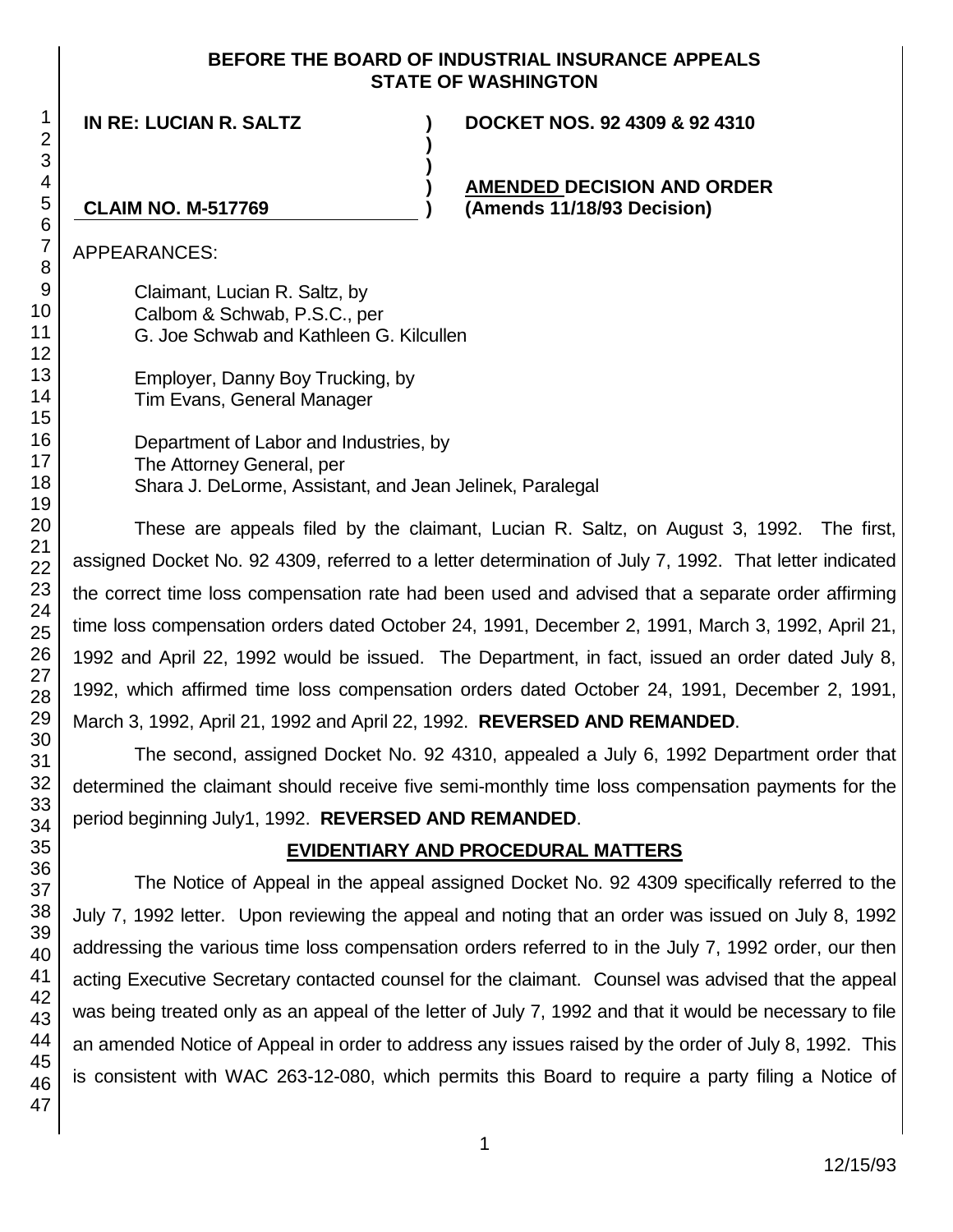**BEFORE THE BOARD OF INDUSTRIAL INSURANCE APPEALS**
**STATE OF WASHINGTON**

| | | |
|---|---|---|
| **IN RE: LUCIAN R. SALTZ** | **)** | **DOCKET NOS. 92 4309 & 92 4310** |
| | **)** | |
| | **)** | |
| | **)** | **AMENDED DECISION AND ORDER** |
| **CLAIM NO. M-517769** | **)** | **(Amends 11/18/93 Decision)** |

APPEARANCES:

Claimant, Lucian R. Saltz, by
Calbom & Schwab, P.S.C., per
G. Joe Schwab and Kathleen G. Kilcullen

Employer, Danny Boy Trucking, by
Tim Evans, General Manager

Department of Labor and Industries, by
The Attorney General, per
Shara J. DeLorme, Assistant, and Jean Jelinek, Paralegal

These are appeals filed by the claimant, Lucian R. Saltz, on August 3, 1992. The first, assigned Docket No. 92 4309, referred to a letter determination of July 7, 1992. That letter indicated the correct time loss compensation rate had been used and advised that a separate order affirming time loss compensation orders dated October 24, 1991, December 2, 1991, March 3, 1992, April 21, 1992 and April 22, 1992 would be issued. The Department, in fact, issued an order dated July 8, 1992, which affirmed time loss compensation orders dated October 24, 1991, December 2, 1991, March 3, 1992, April 21, 1992 and April 22, 1992. **REVERSED AND REMANDED**.

The second, assigned Docket No. 92 4310, appealed a July 6, 1992 Department order that determined the claimant should receive five semi-monthly time loss compensation payments for the period beginning July1, 1992. **REVERSED AND REMANDED**.

## EVIDENTIARY AND PROCEDURAL MATTERS

The Notice of Appeal in the appeal assigned Docket No. 92 4309 specifically referred to the July 7, 1992 letter. Upon reviewing the appeal and noting that an order was issued on July 8, 1992 addressing the various time loss compensation orders referred to in the July 7, 1992 order, our then acting Executive Secretary contacted counsel for the claimant. Counsel was advised that the appeal was being treated only as an appeal of the letter of July 7, 1992 and that it would be necessary to file an amended Notice of Appeal in order to address any issues raised by the order of July 8, 1992. This is consistent with WAC 263-12-080, which permits this Board to require a party filing a Notice of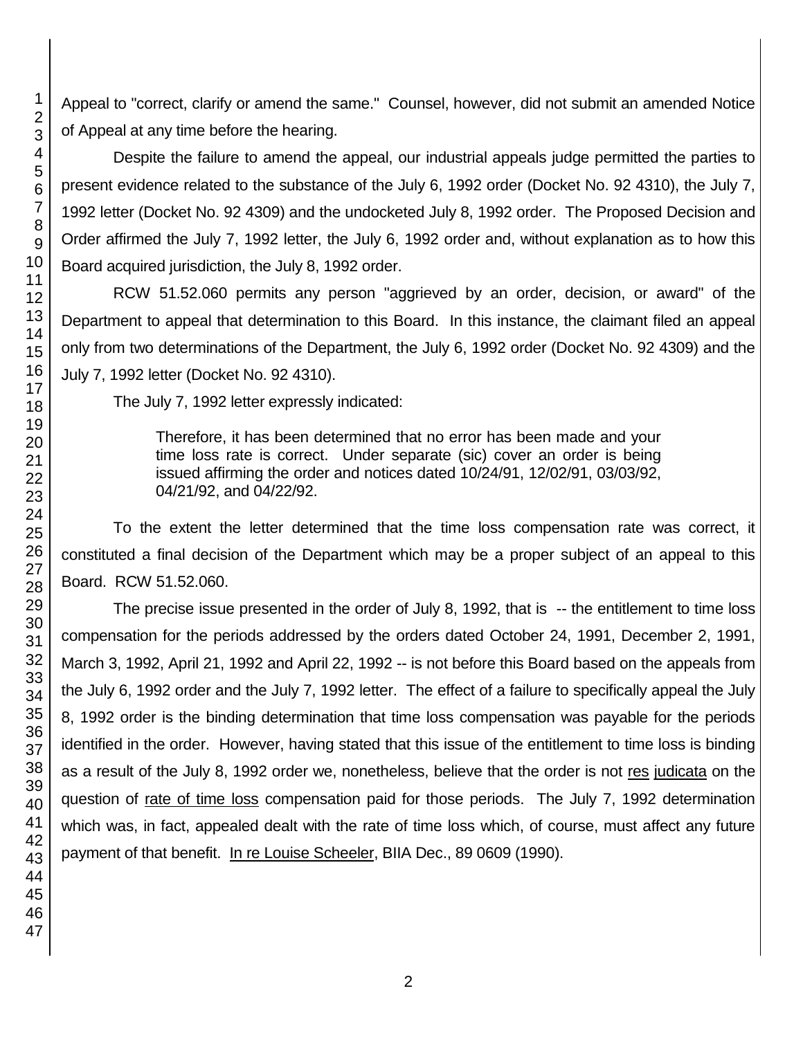Appeal to "correct, clarify or amend the same." Counsel, however, did not submit an amended Notice of Appeal at any time before the hearing.

Despite the failure to amend the appeal, our industrial appeals judge permitted the parties to present evidence related to the substance of the July 6, 1992 order (Docket No. 92 4310), the July 7, 1992 letter (Docket No. 92 4309) and the undocketed July 8, 1992 order. The Proposed Decision and Order affirmed the July 7, 1992 letter, the July 6, 1992 order and, without explanation as to how this Board acquired jurisdiction, the July 8, 1992 order.

RCW 51.52.060 permits any person "aggrieved by an order, decision, or award" of the Department to appeal that determination to this Board. In this instance, the claimant filed an appeal only from two determinations of the Department, the July 6, 1992 order (Docket No. 92 4309) and the July 7, 1992 letter (Docket No. 92 4310).

The July 7, 1992 letter expressly indicated:

> Therefore, it has been determined that no error has been made and your time loss rate is correct. Under separate (sic) cover an order is being issued affirming the order and notices dated 10/24/91, 12/02/91, 03/03/92, 04/21/92, and 04/22/92.

To the extent the letter determined that the time loss compensation rate was correct, it constituted a final decision of the Department which may be a proper subject of an appeal to this Board. RCW 51.52.060.

The precise issue presented in the order of July 8, 1992, that is -- the entitlement to time loss compensation for the periods addressed by the orders dated October 24, 1991, December 2, 1991, March 3, 1992, April 21, 1992 and April 22, 1992 -- is not before this Board based on the appeals from the July 6, 1992 order and the July 7, 1992 letter. The effect of a failure to specifically appeal the July 8, 1992 order is the binding determination that time loss compensation was payable for the periods identified in the order. However, having stated that this issue of the entitlement to time loss is binding as a result of the July 8, 1992 order we, nonetheless, believe that the order is not res judicata on the question of rate of time loss compensation paid for those periods. The July 7, 1992 determination which was, in fact, appealed dealt with the rate of time loss which, of course, must affect any future payment of that benefit. In re Louise Scheeler, BIIA Dec., 89 0609 (1990).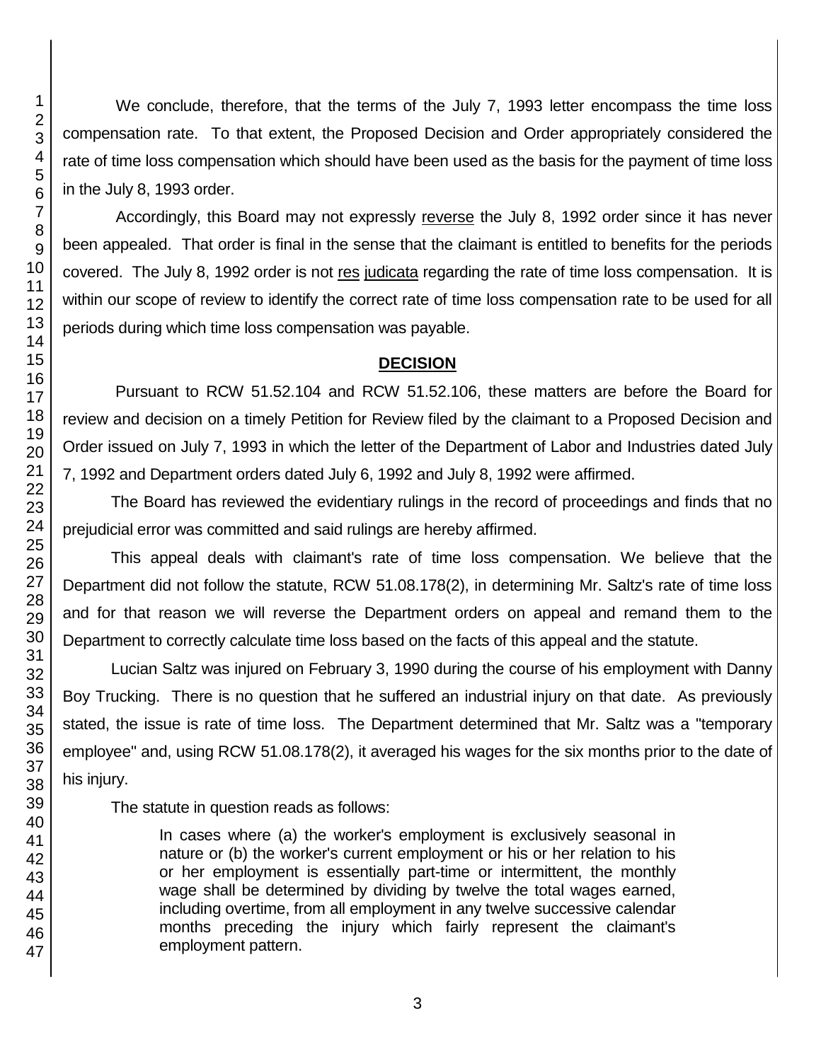We conclude, therefore, that the terms of the July 7, 1993 letter encompass the time loss compensation rate. To that extent, the Proposed Decision and Order appropriately considered the rate of time loss compensation which should have been used as the basis for the payment of time loss in the July 8, 1993 order.

Accordingly, this Board may not expressly reverse the July 8, 1992 order since it has never been appealed. That order is final in the sense that the claimant is entitled to benefits for the periods covered. The July 8, 1992 order is not res judicata regarding the rate of time loss compensation. It is within our scope of review to identify the correct rate of time loss compensation rate to be used for all periods during which time loss compensation was payable.

## DECISION

Pursuant to RCW 51.52.104 and RCW 51.52.106, these matters are before the Board for review and decision on a timely Petition for Review filed by the claimant to a Proposed Decision and Order issued on July 7, 1993 in which the letter of the Department of Labor and Industries dated July 7, 1992 and Department orders dated July 6, 1992 and July 8, 1992 were affirmed.

The Board has reviewed the evidentiary rulings in the record of proceedings and finds that no prejudicial error was committed and said rulings are hereby affirmed.

This appeal deals with claimant's rate of time loss compensation. We believe that the Department did not follow the statute, RCW 51.08.178(2), in determining Mr. Saltz's rate of time loss and for that reason we will reverse the Department orders on appeal and remand them to the Department to correctly calculate time loss based on the facts of this appeal and the statute.

Lucian Saltz was injured on February 3, 1990 during the course of his employment with Danny Boy Trucking. There is no question that he suffered an industrial injury on that date. As previously stated, the issue is rate of time loss. The Department determined that Mr. Saltz was a "temporary employee" and, using RCW 51.08.178(2), it averaged his wages for the six months prior to the date of his injury.

The statute in question reads as follows:

> In cases where (a) the worker's employment is exclusively seasonal in nature or (b) the worker's current employment or his or her relation to his or her employment is essentially part-time or intermittent, the monthly wage shall be determined by dividing by twelve the total wages earned, including overtime, from all employment in any twelve successive calendar months preceding the injury which fairly represent the claimant's employment pattern.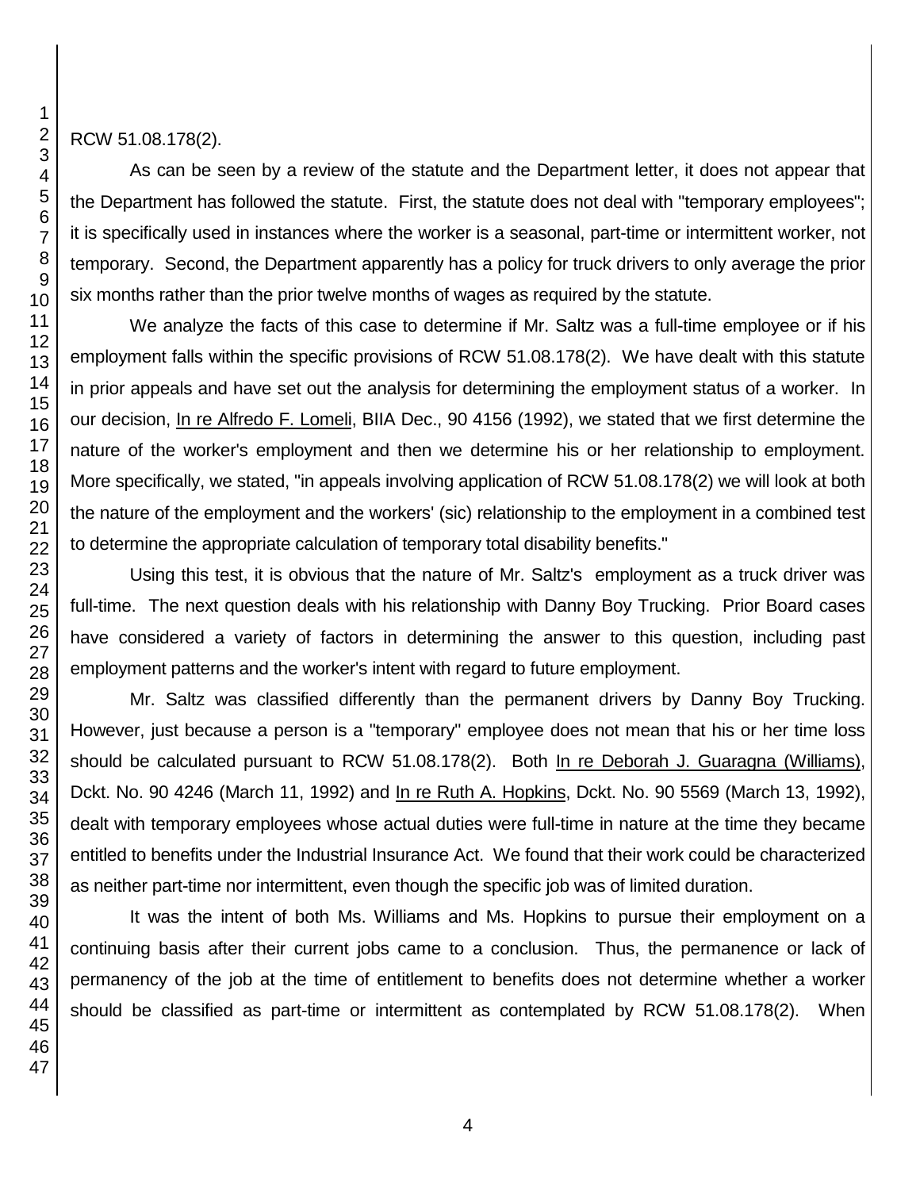RCW 51.08.178(2).

As can be seen by a review of the statute and the Department letter, it does not appear that the Department has followed the statute. First, the statute does not deal with "temporary employees"; it is specifically used in instances where the worker is a seasonal, part-time or intermittent worker, not temporary. Second, the Department apparently has a policy for truck drivers to only average the prior six months rather than the prior twelve months of wages as required by the statute.

We analyze the facts of this case to determine if Mr. Saltz was a full-time employee or if his employment falls within the specific provisions of RCW 51.08.178(2). We have dealt with this statute in prior appeals and have set out the analysis for determining the employment status of a worker. In our decision, In re Alfredo F. Lomeli, BIIA Dec., 90 4156 (1992), we stated that we first determine the nature of the worker's employment and then we determine his or her relationship to employment. More specifically, we stated, "in appeals involving application of RCW 51.08.178(2) we will look at both the nature of the employment and the workers' (sic) relationship to the employment in a combined test to determine the appropriate calculation of temporary total disability benefits."

Using this test, it is obvious that the nature of Mr. Saltz's employment as a truck driver was full-time. The next question deals with his relationship with Danny Boy Trucking. Prior Board cases have considered a variety of factors in determining the answer to this question, including past employment patterns and the worker's intent with regard to future employment.

Mr. Saltz was classified differently than the permanent drivers by Danny Boy Trucking. However, just because a person is a "temporary" employee does not mean that his or her time loss should be calculated pursuant to RCW 51.08.178(2). Both In re Deborah J. Guaragna (Williams), Dckt. No. 90 4246 (March 11, 1992) and In re Ruth A. Hopkins, Dckt. No. 90 5569 (March 13, 1992), dealt with temporary employees whose actual duties were full-time in nature at the time they became entitled to benefits under the Industrial Insurance Act. We found that their work could be characterized as neither part-time nor intermittent, even though the specific job was of limited duration.

It was the intent of both Ms. Williams and Ms. Hopkins to pursue their employment on a continuing basis after their current jobs came to a conclusion. Thus, the permanence or lack of permanency of the job at the time of entitlement to benefits does not determine whether a worker should be classified as part-time or intermittent as contemplated by RCW 51.08.178(2). When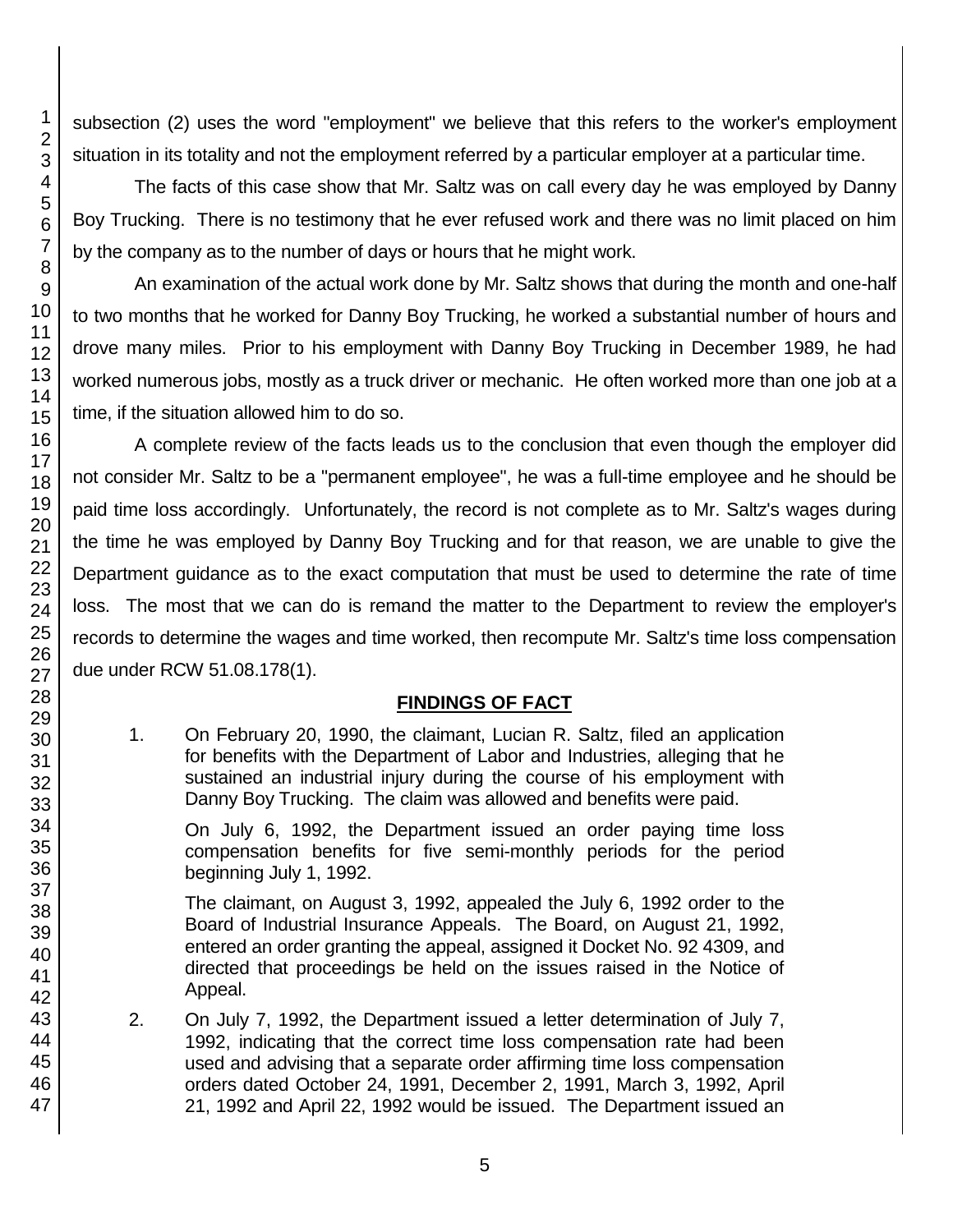subsection (2) uses the word "employment" we believe that this refers to the worker's employment situation in its totality and not the employment referred by a particular employer at a particular time.

The facts of this case show that Mr. Saltz was on call every day he was employed by Danny Boy Trucking. There is no testimony that he ever refused work and there was no limit placed on him by the company as to the number of days or hours that he might work.

An examination of the actual work done by Mr. Saltz shows that during the month and one-half to two months that he worked for Danny Boy Trucking, he worked a substantial number of hours and drove many miles. Prior to his employment with Danny Boy Trucking in December 1989, he had worked numerous jobs, mostly as a truck driver or mechanic. He often worked more than one job at a time, if the situation allowed him to do so.

A complete review of the facts leads us to the conclusion that even though the employer did not consider Mr. Saltz to be a "permanent employee", he was a full-time employee and he should be paid time loss accordingly. Unfortunately, the record is not complete as to Mr. Saltz's wages during the time he was employed by Danny Boy Trucking and for that reason, we are unable to give the Department guidance as to the exact computation that must be used to determine the rate of time loss. The most that we can do is remand the matter to the Department to review the employer's records to determine the wages and time worked, then recompute Mr. Saltz's time loss compensation due under RCW 51.08.178(1).

## FINDINGS OF FACT

1. On February 20, 1990, the claimant, Lucian R. Saltz, filed an application for benefits with the Department of Labor and Industries, alleging that he sustained an industrial injury during the course of his employment with Danny Boy Trucking. The claim was allowed and benefits were paid.

   On July 6, 1992, the Department issued an order paying time loss compensation benefits for five semi-monthly periods for the period beginning July 1, 1992.

   The claimant, on August 3, 1992, appealed the July 6, 1992 order to the Board of Industrial Insurance Appeals. The Board, on August 21, 1992, entered an order granting the appeal, assigned it Docket No. 92 4309, and directed that proceedings be held on the issues raised in the Notice of Appeal.

2. On July 7, 1992, the Department issued a letter determination of July 7, 1992, indicating that the correct time loss compensation rate had been used and advising that a separate order affirming time loss compensation orders dated October 24, 1991, December 2, 1991, March 3, 1992, April 21, 1992 and April 22, 1992 would be issued. The Department issued an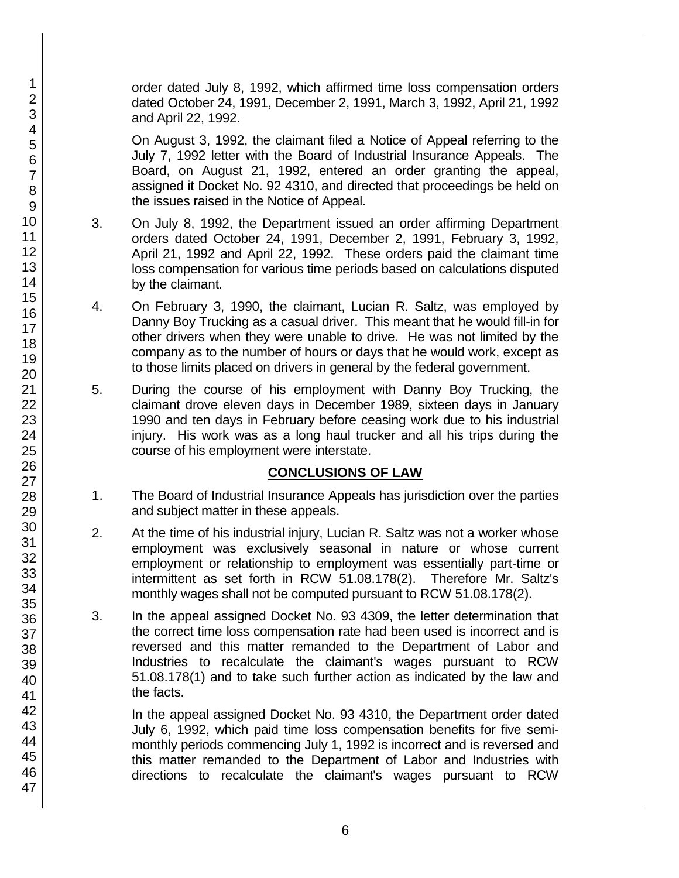order dated July 8, 1992, which affirmed time loss compensation orders dated October 24, 1991, December 2, 1991, March 3, 1992, April 21, 1992 and April 22, 1992.

On August 3, 1992, the claimant filed a Notice of Appeal referring to the July 7, 1992 letter with the Board of Industrial Insurance Appeals. The Board, on August 21, 1992, entered an order granting the appeal, assigned it Docket No. 92 4310, and directed that proceedings be held on the issues raised in the Notice of Appeal.

3. On July 8, 1992, the Department issued an order affirming Department orders dated October 24, 1991, December 2, 1991, February 3, 1992, April 21, 1992 and April 22, 1992. These orders paid the claimant time loss compensation for various time periods based on calculations disputed by the claimant.

4. On February 3, 1990, the claimant, Lucian R. Saltz, was employed by Danny Boy Trucking as a casual driver. This meant that he would fill-in for other drivers when they were unable to drive. He was not limited by the company as to the number of hours or days that he would work, except as to those limits placed on drivers in general by the federal government.

5. During the course of his employment with Danny Boy Trucking, the claimant drove eleven days in December 1989, sixteen days in January 1990 and ten days in February before ceasing work due to his industrial injury. His work was as a long haul trucker and all his trips during the course of his employment were interstate.

## CONCLUSIONS OF LAW

1. The Board of Industrial Insurance Appeals has jurisdiction over the parties and subject matter in these appeals.

2. At the time of his industrial injury, Lucian R. Saltz was not a worker whose employment was exclusively seasonal in nature or whose current employment or relationship to employment was essentially part-time or intermittent as set forth in RCW 51.08.178(2). Therefore Mr. Saltz's monthly wages shall not be computed pursuant to RCW 51.08.178(2).

3. In the appeal assigned Docket No. 93 4309, the letter determination that the correct time loss compensation rate had been used is incorrect and is reversed and this matter remanded to the Department of Labor and Industries to recalculate the claimant's wages pursuant to RCW 51.08.178(1) and to take such further action as indicated by the law and the facts.

In the appeal assigned Docket No. 93 4310, the Department order dated July 6, 1992, which paid time loss compensation benefits for five semi-monthly periods commencing July 1, 1992 is incorrect and is reversed and this matter remanded to the Department of Labor and Industries with directions to recalculate the claimant's wages pursuant to RCW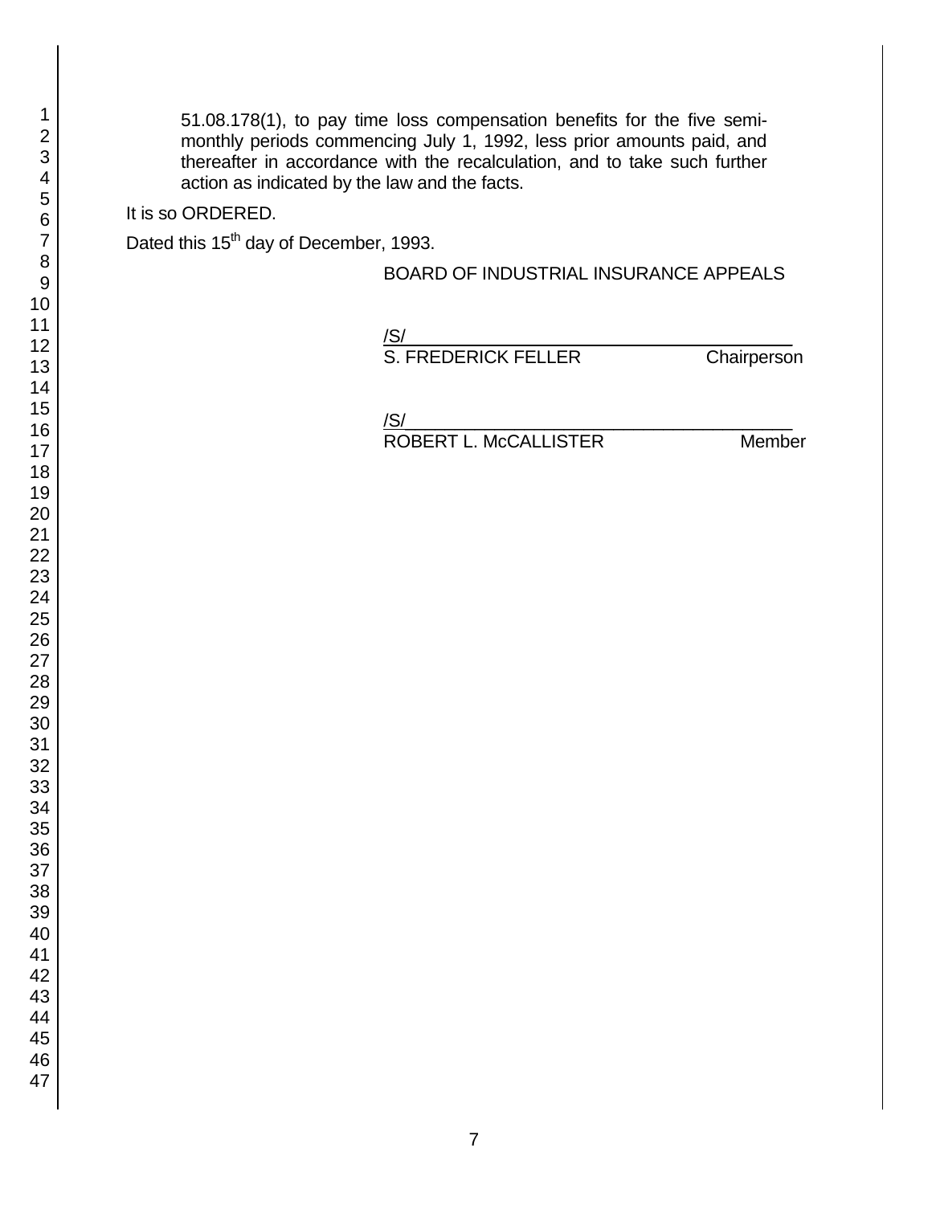51.08.178(1), to pay time loss compensation benefits for the five semi-monthly periods commencing July 1, 1992, less prior amounts paid, and thereafter in accordance with the recalculation, and to take such further action as indicated by the law and the facts.

It is so ORDERED.

Dated this 15th day of December, 1993.

BOARD OF INDUSTRIAL INSURANCE APPEALS

/S/
S. FREDERICK FELLER Chairperson

/S/
ROBERT L. McCALLISTER Member